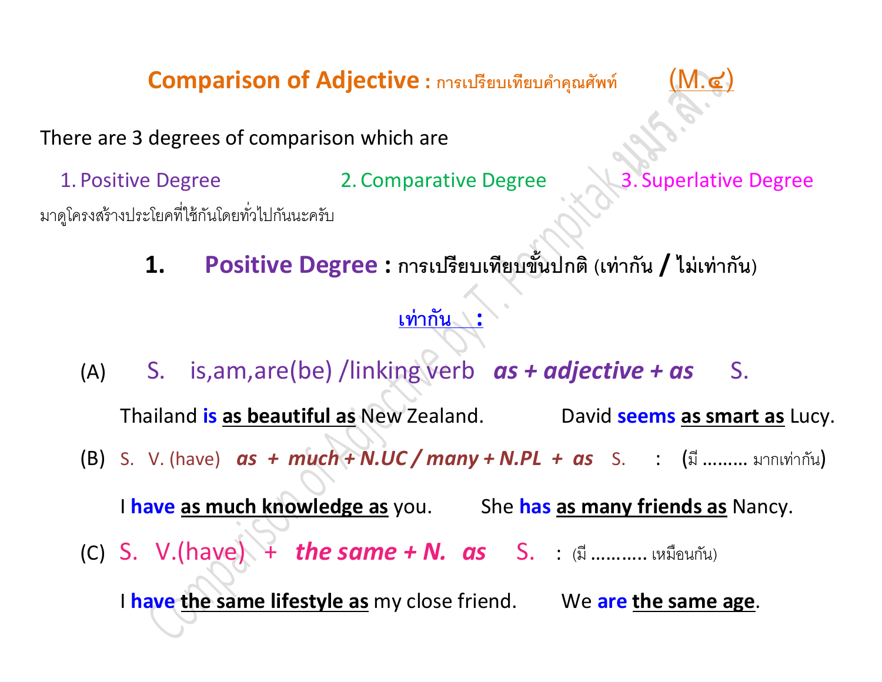# **Comparison of Adjective :** การเปรียบเทียบคำคุณศัพท์ (M.๔)

There are 3 degrees of comparison which are

1. Positive Degree
2. Comparative Degree
3. Superlative Degree

มาดูโครงสร้างประโยคที่ใช้กันโดยทั่วไปกันนะครับ

## 1. Positive Degree : การเปรียบเทียบขั้นปกติ (เท่ากัน / ไม่เท่ากัน)

**เท่ากัน :**

(A) S. is,am,are(be) /linking verb ***as + adjective + as*** S.

Thailand **is** **as beautiful as** New Zealand. David **seems** **as smart as** Lucy.

(B) S. V. (have) ***as + much + N.UC / many + N.PL + as*** S. : (มี ......... มากเท่ากัน)

I **have** **as much knowledge as** you. She **has** **as many friends as** Nancy.

(C) S. V.(have) + ***the same + N. as*** S. : (มี ........... เหมือนกัน)

I **have** **the same lifestyle as** my close friend. We **are** **the same age**.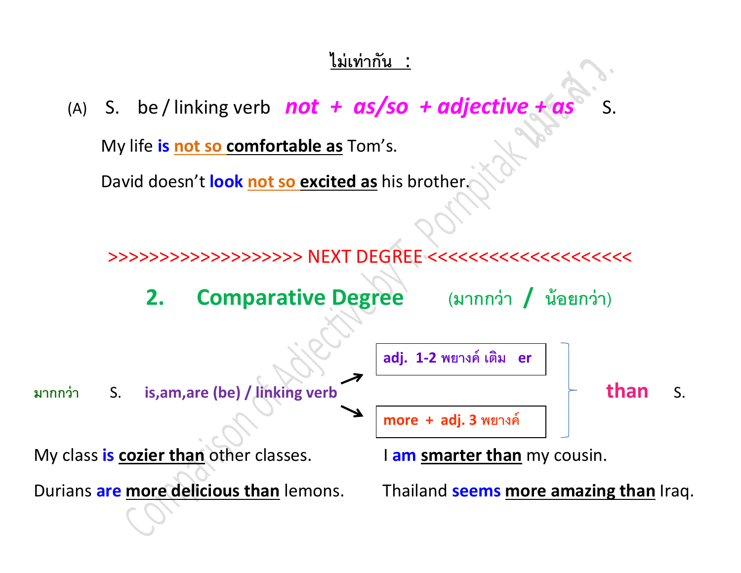<u>ไม่เท่ากัน :</u>

(A) S. be / linking verb ***not + as/so + adjective + as*** S.

My life **is** <u>not so</u> <u>**comfortable as**</u> Tom's.

David doesn't **look** <u>not so</u> <u>**excited as**</u> his brother.

\>>>>>>>>>>>>>>>>>>> NEXT DEGREE <<<<<<<<<<<<<<<<<<<<<

## 2. Comparative Degree (มากกว่า / น้อยกว่า)

มากกว่า S. **is,am,are (be) / linking verb** →

- **adj. 1-2 พยางค์ เติม er**
- **more + adj. 3 พยางค์**

} **than** S.

My class **is** <u>**cozier than**</u> other classes.

I **am** <u>**smarter than**</u> my cousin.

Durians **are** <u>**more delicious than**</u> lemons.

Thailand **seems** <u>**more amazing than**</u> Iraq.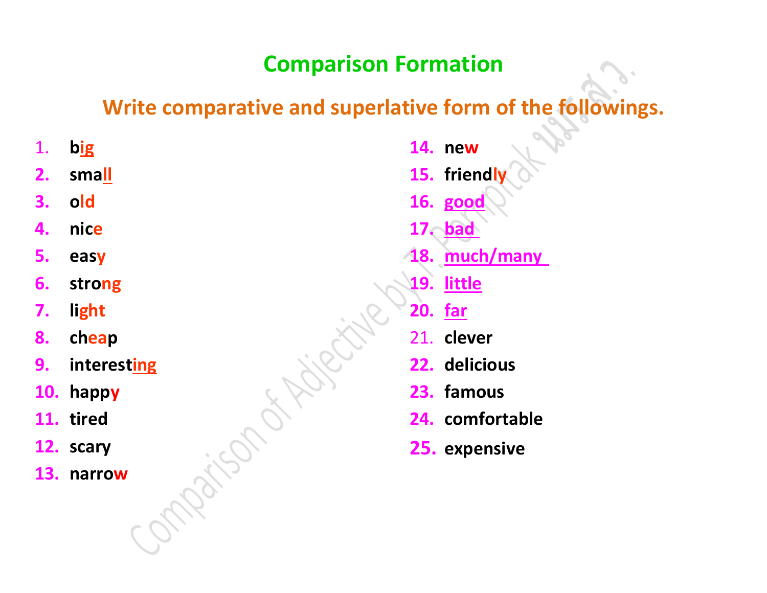# Comparison Formation

## Write comparative and superlative form of the followings.

1. big
2. small
3. old
4. nice
5. easy
6. strong
7. light
8. cheap
9. interesting
10. happy
11. tired
12. scary
13. narrow
14. new
15. friendly
16. good
17. bad
18. much/many
19. little
20. far
21. clever
22. delicious
23. famous
24. comfortable
25. expensive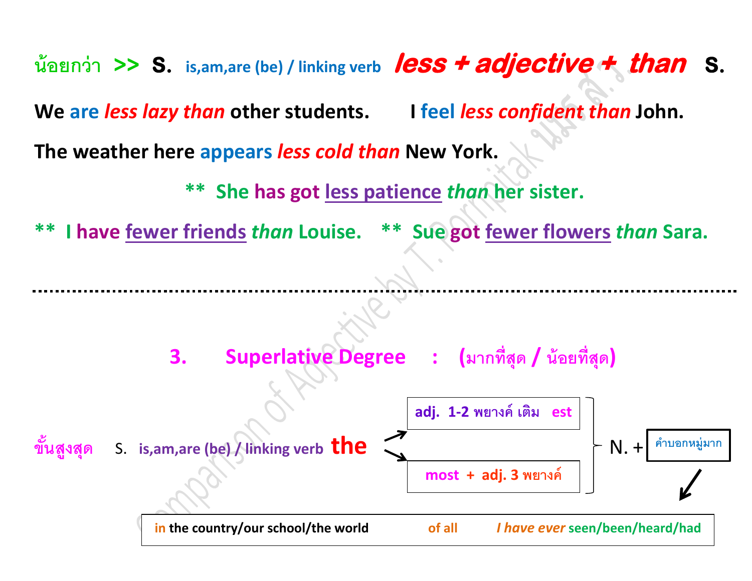น้อยกว่า **>>** **S.** is,am,are (be) / linking verb ***less + adjective + than*** **S.**

**We are *less lazy than* other students.** **I feel *less confident than* John.**

**The weather here appears *less cold than* New York.**

**\*\* She has got less patience *than* her sister.**

**\*\* I have fewer friends *than* Louise.** **\*\* Sue got fewer flowers *than* Sara.**

---

## 3. Superlative Degree : (มากที่สุด / น้อยที่สุด)

ขั้นสูงสุด S. is,am,are (be) / linking verb **the** → [adj. 1-2 พยางค์ เติม est] / [most + adj. 3 พยางค์] } N. + [คำบอกหมู่มาก]

| in the country/our school/the world | of all | *I have ever* seen/been/heard/had |
|---|---|---|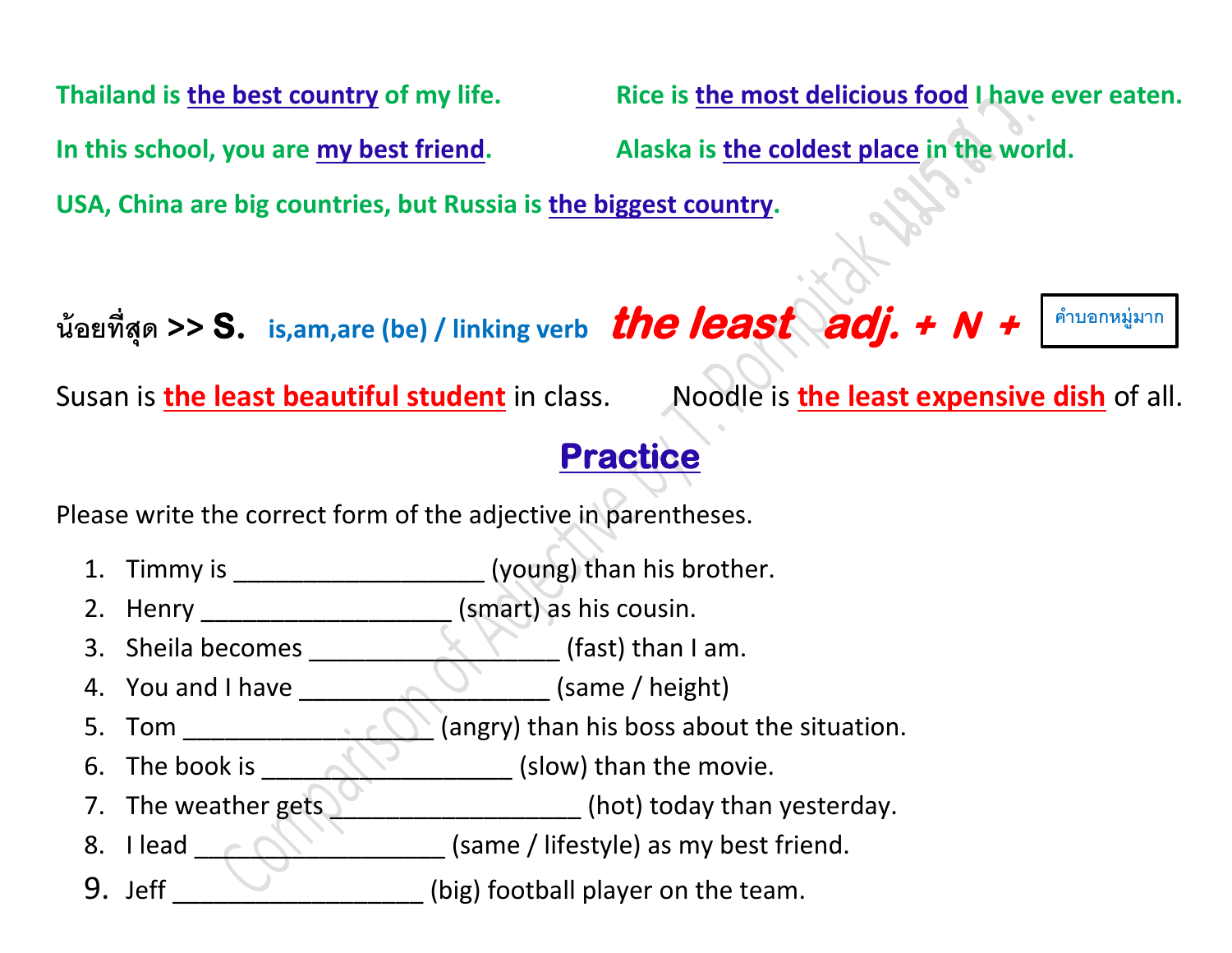Thailand is <u>the best country</u> of my life.

Rice is <u>the most delicious food</u> I have ever eaten.

In this school, you are <u>my best friend</u>.

Alaska is <u>the coldest place</u> in the world.

USA, China are big countries, but Russia is <u>the biggest country</u>.

น้อยที่สุด >> **S.** is,am,are (be) / linking verb ***the least adj. + N +*** คำบอกหมู่มาก

Susan is <u>the least beautiful student</u> in class.

Noodle is <u>the least expensive dish</u> of all.

## Practice

Please write the correct form of the adjective in parentheses.

1. Timmy is __________________ (young) than his brother.
2. Henry __________________ (smart) as his cousin.
3. Sheila becomes __________________ (fast) than I am.
4. You and I have __________________ (same / height)
5. Tom __________________ (angry) than his boss about the situation.
6. The book is __________________ (slow) than the movie.
7. The weather gets __________________ (hot) today than yesterday.
8. I lead __________________ (same / lifestyle) as my best friend.
9. Jeff __________________ (big) football player on the team.